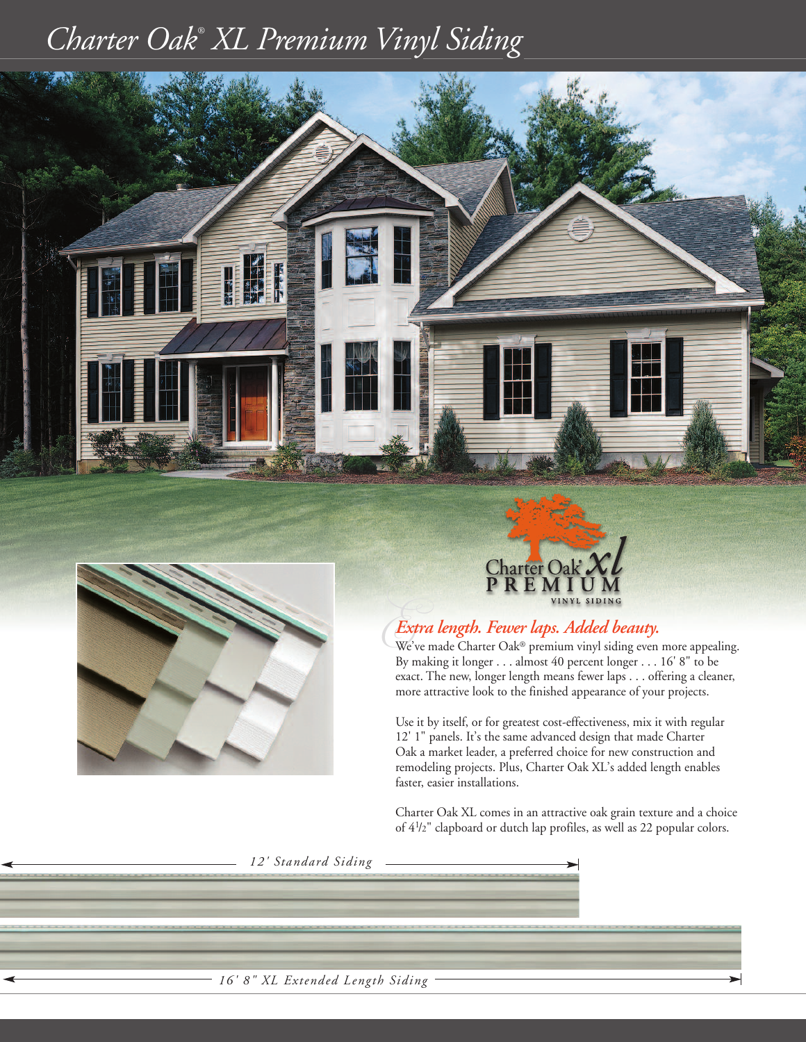# Charter Oak® XL Premium Vinyl Siding

Charter Oak® xl PREMIUM VINYL SIDING

## *Extra length. Fewer laps. Added beauty.*

We've made Charter Oak® premium vinyl siding even more appealing. By making it longer . . . almost 40 percent longer . . . 16' 8" to be exact. The new, longer length means fewer laps . . . offering a cleaner, more attractive look to the finished appearance of your projects.

Use it by itself, or for greatest cost-effectiveness, mix it with regular 12' 1" panels. It's the same advanced design that made Charter Oak a market leader, a preferred choice for new construction and remodeling projects. Plus, Charter Oak XL's added length enables faster, easier installations.

Charter Oak XL comes in an attractive oak grain texture and a choice of 4½" clapboard or dutch lap profiles, as well as 22 popular colors.

*12' Standard Siding*

*16' 8" XL Extended Length Siding*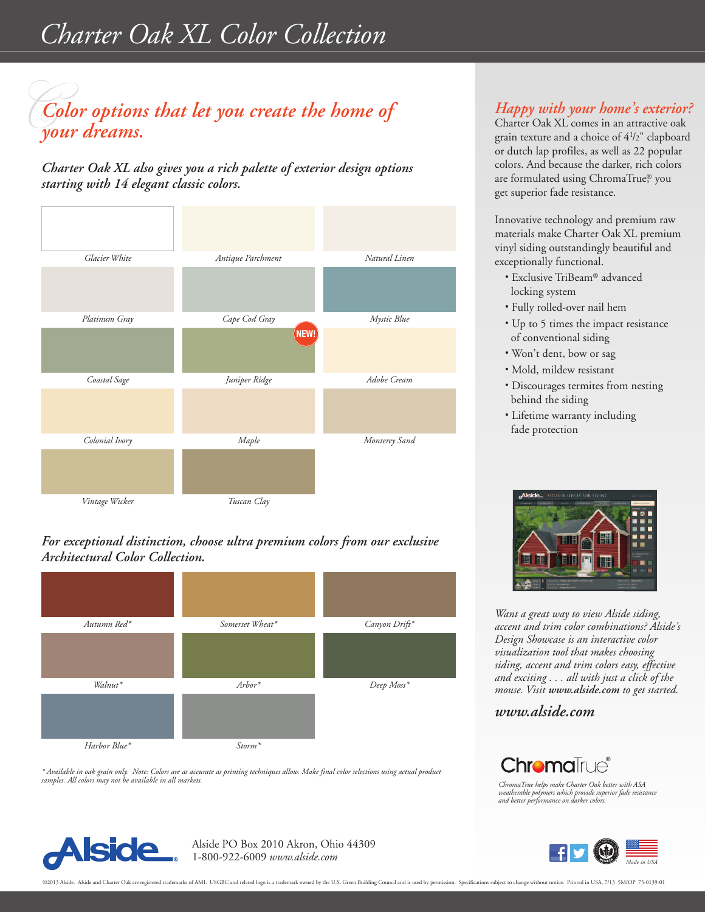# Charter Oak XL Color Collection

## *Color options that let you create the home of your dreams.*

***Charter Oak XL also gives you a rich palette of exterior design options starting with 14 elegant classic colors.***

*Glacier White*

*Antique Parchment*

*Natural Linen*

*Platinum Gray*

*Cape Cod Gray*

*Mystic Blue*

*Coastal Sage*

NEW!

*Juniper Ridge*

*Adobe Cream*

*Colonial Ivory*

*Maple*

*Monterey Sand*

*Vintage Wicker*

*Tuscan Clay*

***For exceptional distinction, choose ultra premium colors from our exclusive Architectural Color Collection.***

*Autumn Red**

*Somerset Wheat**

*Canyon Drift**

*Walnut**

*Arbor**

*Deep Moss**

*Harbor Blue**

*Storm**

*\* Available in oak grain only. Note: Colors are as accurate as printing techniques allow. Make final color selections using actual product samples. All colors may not be available in all markets.*

## *Happy with your home's exterior?*

Charter Oak XL comes in an attractive oak grain texture and a choice of 4½" clapboard or dutch lap profiles, as well as 22 popular colors. And because the darker, rich colors are formulated using ChromaTrue,® you get superior fade resistance.

Innovative technology and premium raw materials make Charter Oak XL premium vinyl siding outstandingly beautiful and exceptionally functional.

- Exclusive TriBeam® advanced locking system
- Fully rolled-over nail hem
- Up to 5 times the impact resistance of conventional siding
- Won't dent, bow or sag
- Mold, mildew resistant
- Discourages termites from nesting behind the siding
- Lifetime warranty including fade protection

*Want a great way to view Alside siding, accent and trim color combinations? Alside's Design Showcase is an interactive color visualization tool that makes choosing siding, accent and trim colors easy, effective and exciting . . . all with just a click of the mouse. Visit **www.alside.com** to get started.*

***www.alside.com***

ChromaTrue®

*ChromaTrue helps make Charter Oak better with ASA weatherable polymers which provide superior fade resistance and better performance on darker colors.*

Alside PO Box 2010 Akron, Ohio 44309
1-800-922-6009 *www.alside.com*

*Made in USA*

©2013 Alside. Alside and Charter Oak are registered trademarks of AMI. USGBC and related logo is a trademark owned by the U.S. Green Building Council and is used by permission. Specifications subject to change without notice. Printed in USA, 7/13 5M/OP 75-0139-01